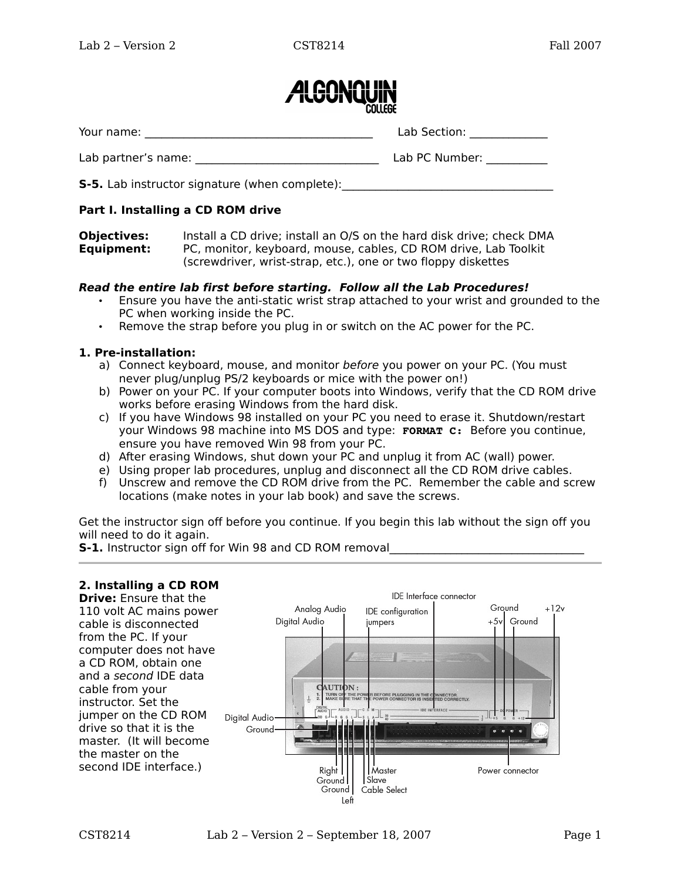Your name: ______________________________________ Lab Section: _____________

Lab partner's name: ______________________________ Lab PC Number: __________

**S-5.** Lab instructor signature (when complete):____________________________________

**Part I. Installing a CD ROM drive**

**Objectives:** Install a CD drive; install an O/S on the hard disk drive; check DMA
**Equipment:** PC, monitor, keyboard, mouse, cables, CD ROM drive, Lab Toolkit (screwdriver, wrist-strap, etc.), one or two floppy diskettes

***Read the entire lab first before starting. Follow all the Lab Procedures!***

- Ensure you have the anti-static wrist strap attached to your wrist and grounded to the PC when working inside the PC.
- Remove the strap before you plug in or switch on the AC power for the PC.

**1. Pre-installation:**

a) Connect keyboard, mouse, and monitor *before* you power on your PC. (You must never plug/unplug PS/2 keyboards or mice with the power on!)
b) Power on your PC. If your computer boots into Windows, verify that the CD ROM drive works before erasing Windows from the hard disk.
c) If you have Windows 98 installed on your PC you need to erase it. Shutdown/restart your Windows 98 machine into MS DOS and type: **`FORMAT C:`** Before you continue, ensure you have removed Win 98 from your PC.
d) After erasing Windows, shut down your PC and unplug it from AC (wall) power.
e) Using proper lab procedures, unplug and disconnect all the CD ROM drive cables.
f) Unscrew and remove the CD ROM drive from the PC. Remember the cable and screw locations (make notes in your lab book) and save the screws.

Get the instructor sign off before you continue. If you begin this lab without the sign off you will need to do it again.
**S-1.** Instructor sign off for Win 98 and CD ROM removal_________________________________

---

**2. Installing a CD ROM Drive:** Ensure that the 110 volt AC mains power cable is disconnected from the PC. If your computer does not have a CD ROM, obtain one and a *second* IDE data cable from your instructor. Set the jumper on the CD ROM drive so that it is the master. (It will become the master on the second IDE interface.)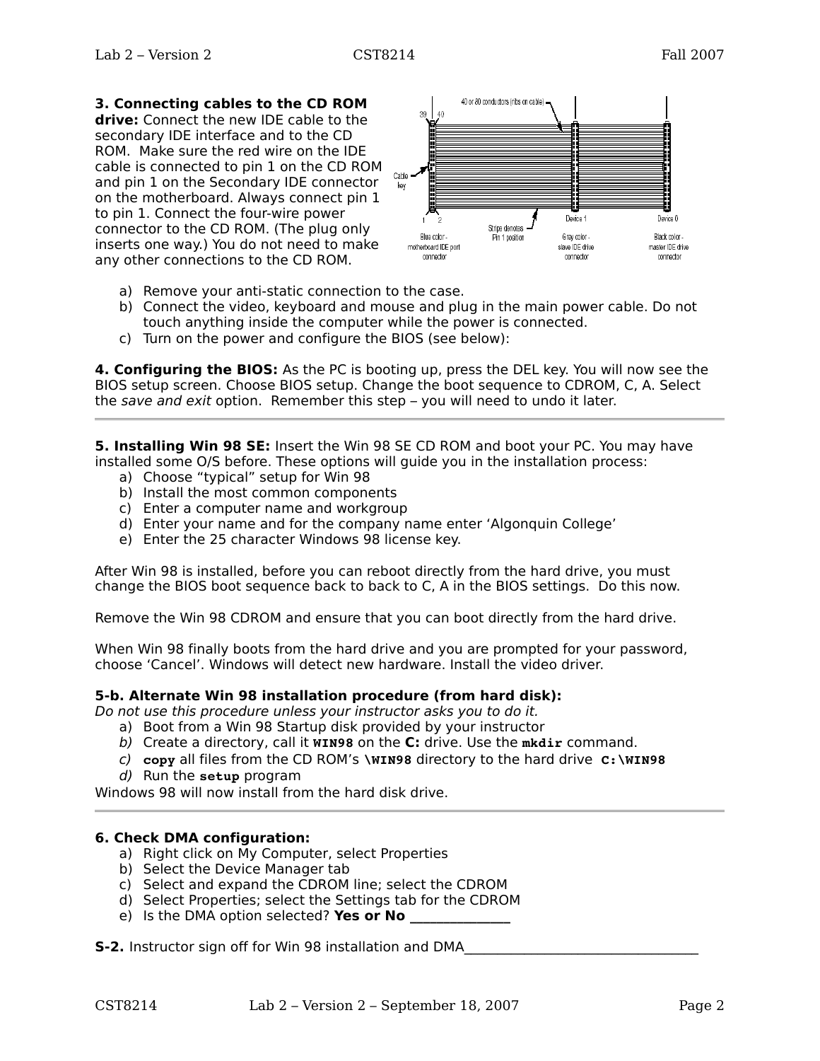**3. Connecting cables to the CD ROM drive:** Connect the new IDE cable to the secondary IDE interface and to the CD ROM. Make sure the red wire on the IDE cable is connected to pin 1 on the CD ROM and pin 1 on the Secondary IDE connector on the motherboard. Always connect pin 1 to pin 1. Connect the four-wire power connector to the CD ROM. (The plug only inserts one way.) You do not need to make any other connections to the CD ROM.

a) Remove your anti-static connection to the case.
b) Connect the video, keyboard and mouse and plug in the main power cable. Do not touch anything inside the computer while the power is connected.
c) Turn on the power and configure the BIOS (see below):

**4. Configuring the BIOS:** As the PC is booting up, press the DEL key. You will now see the BIOS setup screen. Choose BIOS setup. Change the boot sequence to CDROM, C, A. Select the *save and exit* option. Remember this step – you will need to undo it later.

---

**5. Installing Win 98 SE:** Insert the Win 98 SE CD ROM and boot your PC. You may have installed some O/S before. These options will guide you in the installation process:

a) Choose "typical" setup for Win 98
b) Install the most common components
c) Enter a computer name and workgroup
d) Enter your name and for the company name enter 'Algonquin College'
e) Enter the 25 character Windows 98 license key.

After Win 98 is installed, before you can reboot directly from the hard drive, you must change the BIOS boot sequence back to back to C, A in the BIOS settings. Do this now.

Remove the Win 98 CDROM and ensure that you can boot directly from the hard drive.

When Win 98 finally boots from the hard drive and you are prompted for your password, choose 'Cancel'. Windows will detect new hardware. Install the video driver.

**5-b. Alternate Win 98 installation procedure (from hard disk):**
*Do not use this procedure unless your instructor asks you to do it.*

a) Boot from a Win 98 Startup disk provided by your instructor
b) Create a directory, call it **WIN98** on the **C:** drive. Use the **mkdir** command.
c) **copy** all files from the CD ROM's **\WIN98** directory to the hard drive **C:\WIN98**
d) Run the **setup** program

Windows 98 will now install from the hard disk drive.

---

**6. Check DMA configuration:**

a) Right click on My Computer, select Properties
b) Select the Device Manager tab
c) Select and expand the CDROM line; select the CDROM
d) Select Properties; select the Settings tab for the CDROM
e) Is the DMA option selected? **Yes or No ______________**

**S-2.** Instructor sign off for Win 98 installation and DMA__________________________________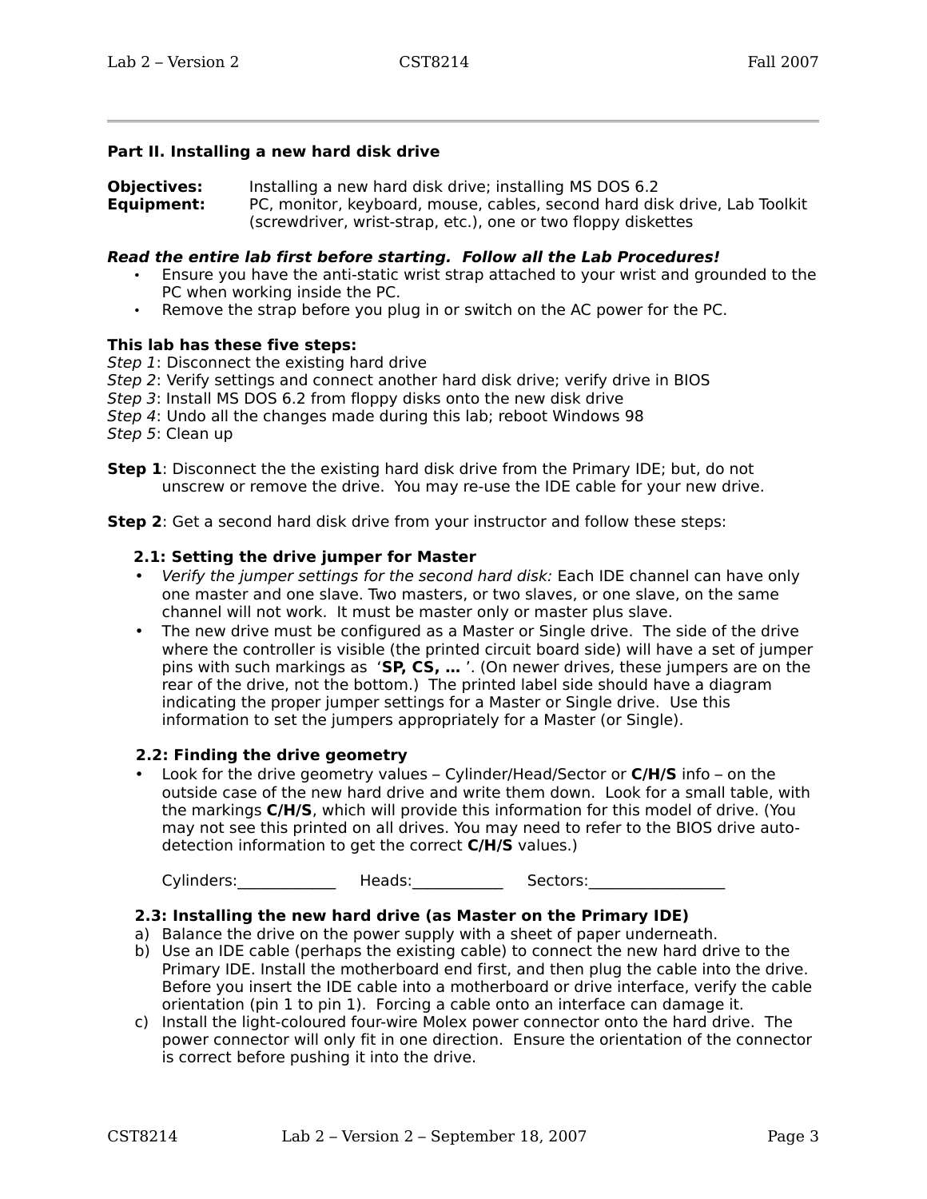## Part II. Installing a new hard disk drive

**Objectives:** Installing a new hard disk drive; installing MS DOS 6.2
**Equipment:** PC, monitor, keyboard, mouse, cables, second hard disk drive, Lab Toolkit (screwdriver, wrist-strap, etc.), one or two floppy diskettes

***Read the entire lab first before starting. Follow all the Lab Procedures!***

- Ensure you have the anti-static wrist strap attached to your wrist and grounded to the PC when working inside the PC.
- Remove the strap before you plug in or switch on the AC power for the PC.

**This lab has these five steps:**
*Step 1*: Disconnect the existing hard drive
*Step 2*: Verify settings and connect another hard disk drive; verify drive in BIOS
*Step 3*: Install MS DOS 6.2 from floppy disks onto the new disk drive
*Step 4*: Undo all the changes made during this lab; reboot Windows 98
*Step 5*: Clean up

**Step 1**: Disconnect the the existing hard disk drive from the Primary IDE; but, do not unscrew or remove the drive. You may re-use the IDE cable for your new drive.

**Step 2**: Get a second hard disk drive from your instructor and follow these steps:

### 2.1: Setting the drive jumper for Master

- *Verify the jumper settings for the second hard disk:* Each IDE channel can have only one master and one slave. Two masters, or two slaves, or one slave, on the same channel will not work. It must be master only or master plus slave.
- The new drive must be configured as a Master or Single drive. The side of the drive where the controller is visible (the printed circuit board side) will have a set of jumper pins with such markings as '**SP, CS, …** '. (On newer drives, these jumpers are on the rear of the drive, not the bottom.) The printed label side should have a diagram indicating the proper jumper settings for a Master or Single drive. Use this information to set the jumpers appropriately for a Master (or Single).

### 2.2: Finding the drive geometry

- Look for the drive geometry values – Cylinder/Head/Sector or **C/H/S** info – on the outside case of the new hard drive and write them down. Look for a small table, with the markings **C/H/S**, which will provide this information for this model of drive. (You may not see this printed on all drives. You may need to refer to the BIOS drive auto-detection information to get the correct **C/H/S** values.)

  Cylinders:____________ Heads:___________ Sectors:_________________

### 2.3: Installing the new hard drive (as Master on the Primary IDE)

a) Balance the drive on the power supply with a sheet of paper underneath.
b) Use an IDE cable (perhaps the existing cable) to connect the new hard drive to the Primary IDE. Install the motherboard end first, and then plug the cable into the drive. Before you insert the IDE cable into a motherboard or drive interface, verify the cable orientation (pin 1 to pin 1). Forcing a cable onto an interface can damage it.
c) Install the light-coloured four-wire Molex power connector onto the hard drive. The power connector will only fit in one direction. Ensure the orientation of the connector is correct before pushing it into the drive.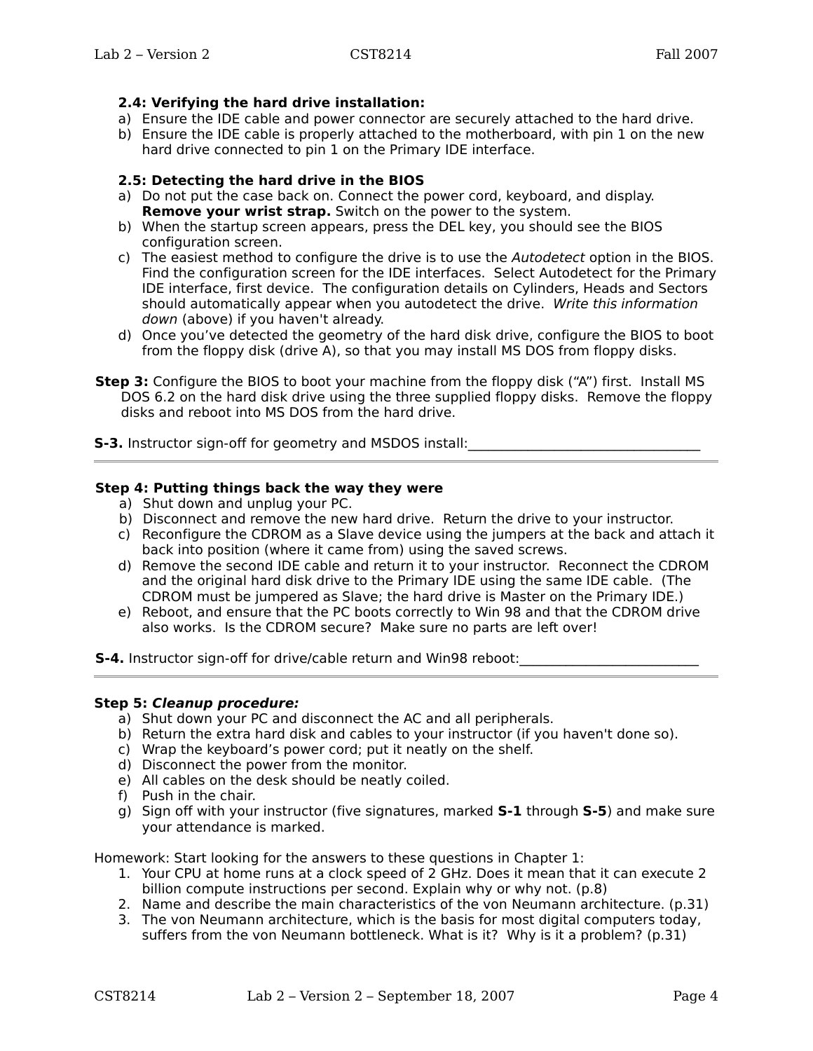**2.4: Verifying the hard drive installation:**

a) Ensure the IDE cable and power connector are securely attached to the hard drive.
b) Ensure the IDE cable is properly attached to the motherboard, with pin 1 on the new hard drive connected to pin 1 on the Primary IDE interface.

**2.5: Detecting the hard drive in the BIOS**

a) Do not put the case back on. Connect the power cord, keyboard, and display. **Remove your wrist strap.** Switch on the power to the system.
b) When the startup screen appears, press the DEL key, you should see the BIOS configuration screen.
c) The easiest method to configure the drive is to use the *Autodetect* option in the BIOS. Find the configuration screen for the IDE interfaces. Select Autodetect for the Primary IDE interface, first device. The configuration details on Cylinders, Heads and Sectors should automatically appear when you autodetect the drive. *Write this information down* (above) if you haven't already.
d) Once you've detected the geometry of the hard disk drive, configure the BIOS to boot from the floppy disk (drive A), so that you may install MS DOS from floppy disks.

**Step 3:** Configure the BIOS to boot your machine from the floppy disk ("A") first. Install MS DOS 6.2 on the hard disk drive using the three supplied floppy disks. Remove the floppy disks and reboot into MS DOS from the hard drive.

**S-3.** Instructor sign-off for geometry and MSDOS install:________________________________

---

**Step 4: Putting things back the way they were**

a) Shut down and unplug your PC.
b) Disconnect and remove the new hard drive. Return the drive to your instructor.
c) Reconfigure the CDROM as a Slave device using the jumpers at the back and attach it back into position (where it came from) using the saved screws.
d) Remove the second IDE cable and return it to your instructor. Reconnect the CDROM and the original hard disk drive to the Primary IDE using the same IDE cable. (The CDROM must be jumpered as Slave; the hard drive is Master on the Primary IDE.)
e) Reboot, and ensure that the PC boots correctly to Win 98 and that the CDROM drive also works. Is the CDROM secure? Make sure no parts are left over!

**S-4.** Instructor sign-off for drive/cable return and Win98 reboot:_________________________

---

**Step 5:** ***Cleanup procedure:***

a) Shut down your PC and disconnect the AC and all peripherals.
b) Return the extra hard disk and cables to your instructor (if you haven't done so).
c) Wrap the keyboard's power cord; put it neatly on the shelf.
d) Disconnect the power from the monitor.
e) All cables on the desk should be neatly coiled.
f) Push in the chair.
g) Sign off with your instructor (five signatures, marked **S-1** through **S-5**) and make sure your attendance is marked.

Homework: Start looking for the answers to these questions in Chapter 1:

1. Your CPU at home runs at a clock speed of 2 GHz. Does it mean that it can execute 2 billion compute instructions per second. Explain why or why not. (p.8)
2. Name and describe the main characteristics of the von Neumann architecture. (p.31)
3. The von Neumann architecture, which is the basis for most digital computers today, suffers from the von Neumann bottleneck. What is it? Why is it a problem? (p.31)